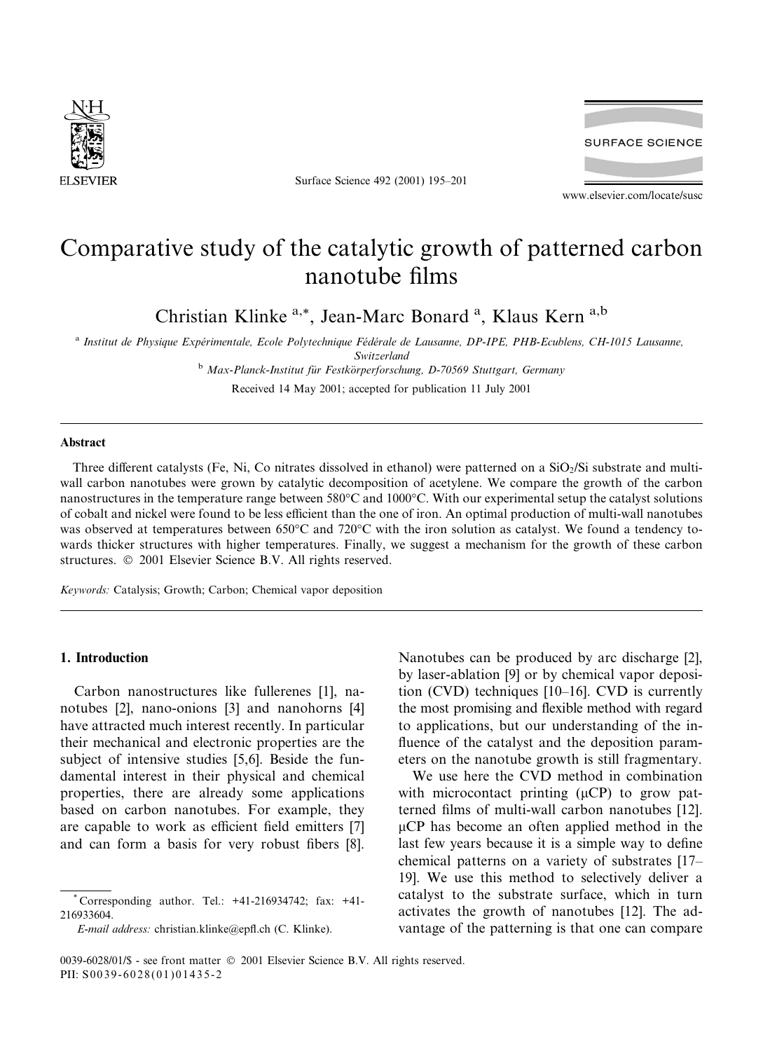# Comparative study of the catalytic growth of patterned carbon nanotube films

Christian Klinke [a,*], Jean-Marc Bonard [a], Klaus Kern [a,b]

[a] *Institut de Physique Expérimentale, Ecole Polytechnique Fédérale de Lausanne, DP-IPE, PHB-Ecublens, CH-1015 Lausanne, Switzerland*

[b] *Max-Planck-Institut für Festkörperforschung, D-70569 Stuttgart, Germany*

Received 14 May 2001; accepted for publication 11 July 2001

## Abstract

Three different catalysts (Fe, Ni, Co nitrates dissolved in ethanol) were patterned on a $SiO_2$/Si substrate and multi-wall carbon nanotubes were grown by catalytic decomposition of acetylene. We compare the growth of the carbon nanostructures in the temperature range between 580°C and 1000°C. With our experimental setup the catalyst solutions of cobalt and nickel were found to be less efficient than the one of iron. An optimal production of multi-wall nanotubes was observed at temperatures between 650°C and 720°C with the iron solution as catalyst. We found a tendency towards thicker structures with higher temperatures. Finally, we suggest a mechanism for the growth of these carbon structures. © 2001 Elsevier Science B.V. All rights reserved.

*Keywords:* Catalysis; Growth; Carbon; Chemical vapor deposition

## 1. Introduction

Carbon nanostructures like fullerenes [1], nanotubes [2], nano-onions [3] and nanohorns [4] have attracted much interest recently. In particular their mechanical and electronic properties are the subject of intensive studies [5,6]. Beside the fundamental interest in their physical and chemical properties, there are already some applications based on carbon nanotubes. For example, they are capable to work as efficient field emitters [7] and can form a basis for very robust fibers [8]. Nanotubes can be produced by arc discharge [2], by laser-ablation [9] or by chemical vapor deposition (CVD) techniques [10–16]. CVD is currently the most promising and flexible method with regard to applications, but our understanding of the influence of the catalyst and the deposition parameters on the nanotube growth is still fragmentary.

We use here the CVD method in combination with microcontact printing (μCP) to grow patterned films of multi-wall carbon nanotubes [12]. μCP has become an often applied method in the last few years because it is a simple way to define chemical patterns on a variety of substrates [17–19]. We use this method to selectively deliver a catalyst to the substrate surface, which in turn activates the growth of nanotubes [12]. The advantage of the patterning is that one can compare

---

* Corresponding author. Tel.: +41-216934742; fax: +41-216933604.
*E-mail address:* christian.klinke@epfl.ch (C. Klinke).

0039-6028/01/$ - see front matter © 2001 Elsevier Science B.V. All rights reserved.
PII: S0039-6028(01)01435-2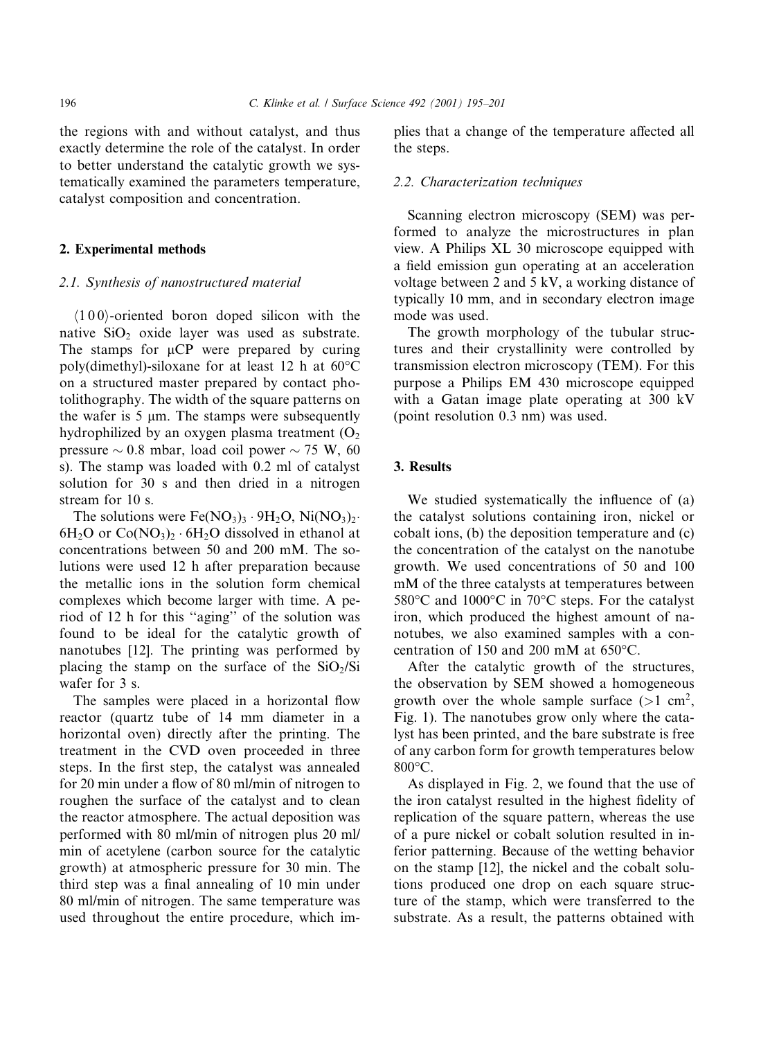the regions with and without catalyst, and thus exactly determine the role of the catalyst. In order to better understand the catalytic growth we systematically examined the parameters temperature, catalyst composition and concentration.

## 2. Experimental methods

### 2.1. Synthesis of nanostructured material

⟨1 0 0⟩-oriented boron doped silicon with the native $SiO_2$ oxide layer was used as substrate. The stamps for μCP were prepared by curing poly(dimethyl)-siloxane for at least 12 h at 60°C on a structured master prepared by contact photolithography. The width of the square patterns on the wafer is 5 μm. The stamps were subsequently hydrophilized by an oxygen plasma treatment ($O_2$ pressure ∼ 0.8 mbar, load coil power ∼ 75 W, 60 s). The stamp was loaded with 0.2 ml of catalyst solution for 30 s and then dried in a nitrogen stream for 10 s.

The solutions were $Fe(NO_3)_3 \cdot 9H_2O$, $Ni(NO_3)_2 \cdot 6H_2O$ or $Co(NO_3)_2 \cdot 6H_2O$ dissolved in ethanol at concentrations between 50 and 200 mM. The solutions were used 12 h after preparation because the metallic ions in the solution form chemical complexes which become larger with time. A period of 12 h for this "aging" of the solution was found to be ideal for the catalytic growth of nanotubes [12]. The printing was performed by placing the stamp on the surface of the $SiO_2$/Si wafer for 3 s.

The samples were placed in a horizontal flow reactor (quartz tube of 14 mm diameter in a horizontal oven) directly after the printing. The treatment in the CVD oven proceeded in three steps. In the first step, the catalyst was annealed for 20 min under a flow of 80 ml/min of nitrogen to roughen the surface of the catalyst and to clean the reactor atmosphere. The actual deposition was performed with 80 ml/min of nitrogen plus 20 ml/min of acetylene (carbon source for the catalytic growth) at atmospheric pressure for 30 min. The third step was a final annealing of 10 min under 80 ml/min of nitrogen. The same temperature was used throughout the entire procedure, which implies that a change of the temperature affected all the steps.

### 2.2. Characterization techniques

Scanning electron microscopy (SEM) was performed to analyze the microstructures in plan view. A Philips XL 30 microscope equipped with a field emission gun operating at an acceleration voltage between 2 and 5 kV, a working distance of typically 10 mm, and in secondary electron image mode was used.

The growth morphology of the tubular structures and their crystallinity were controlled by transmission electron microscopy (TEM). For this purpose a Philips EM 430 microscope equipped with a Gatan image plate operating at 300 kV (point resolution 0.3 nm) was used.

## 3. Results

We studied systematically the influence of (a) the catalyst solutions containing iron, nickel or cobalt ions, (b) the deposition temperature and (c) the concentration of the catalyst on the nanotube growth. We used concentrations of 50 and 100 mM of the three catalysts at temperatures between 580°C and 1000°C in 70°C steps. For the catalyst iron, which produced the highest amount of nanotubes, we also examined samples with a concentration of 150 and 200 mM at 650°C.

After the catalytic growth of the structures, the observation by SEM showed a homogeneous growth over the whole sample surface (>1 $cm^2$, Fig. 1). The nanotubes grow only where the catalyst has been printed, and the bare substrate is free of any carbon form for growth temperatures below 800°C.

As displayed in Fig. 2, we found that the use of the iron catalyst resulted in the highest fidelity of replication of the square pattern, whereas the use of a pure nickel or cobalt solution resulted in inferior patterning. Because of the wetting behavior on the stamp [12], the nickel and the cobalt solutions produced one drop on each square structure of the stamp, which were transferred to the substrate. As a result, the patterns obtained with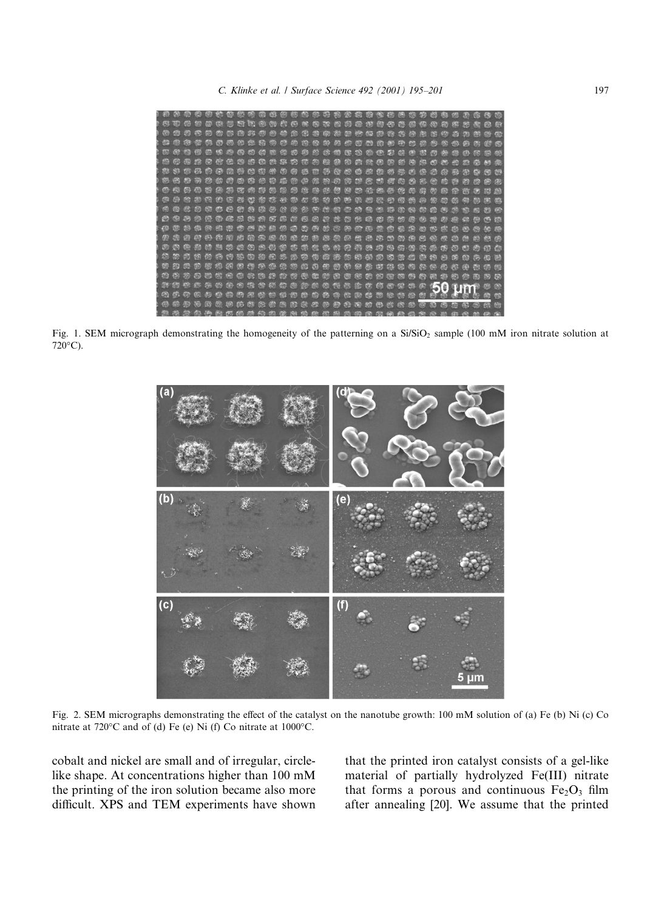Fig. 1. SEM micrograph demonstrating the homogeneity of the patterning on a Si/$SiO_2$ sample (100 mM iron nitrate solution at 720°C).

Fig. 2. SEM micrographs demonstrating the effect of the catalyst on the nanotube growth: 100 mM solution of (a) Fe (b) Ni (c) Co nitrate at 720°C and of (d) Fe (e) Ni (f) Co nitrate at 1000°C.

cobalt and nickel are small and of irregular, circle-like shape. At concentrations higher than 100 mM the printing of the iron solution became also more difficult. XPS and TEM experiments have shown that the printed iron catalyst consists of a gel-like material of partially hydrolyzed Fe(III) nitrate that forms a porous and continuous $Fe_2O_3$ film after annealing [20]. We assume that the printed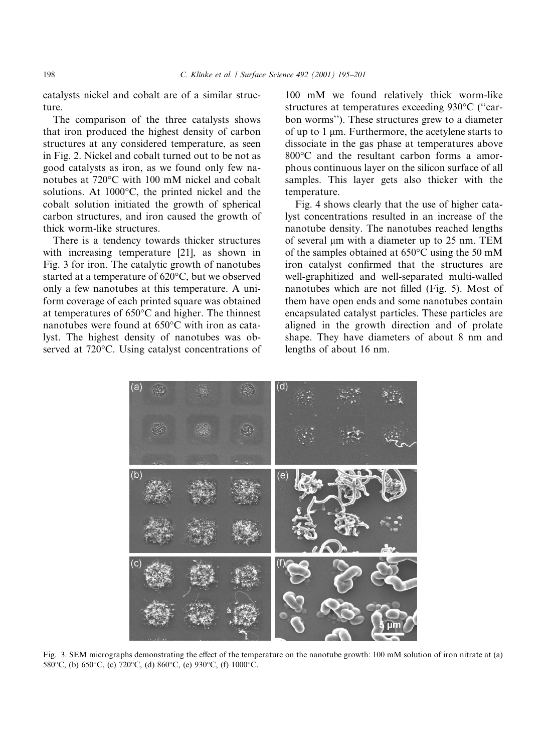catalysts nickel and cobalt are of a similar structure.

The comparison of the three catalysts shows that iron produced the highest density of carbon structures at any considered temperature, as seen in Fig. 2. Nickel and cobalt turned out to be not as good catalysts as iron, as we found only few nanotubes at 720°C with 100 mM nickel and cobalt solutions. At 1000°C, the printed nickel and the cobalt solution initiated the growth of spherical carbon structures, and iron caused the growth of thick worm-like structures.

There is a tendency towards thicker structures with increasing temperature [21], as shown in Fig. 3 for iron. The catalytic growth of nanotubes started at a temperature of 620°C, but we observed only a few nanotubes at this temperature. A uniform coverage of each printed square was obtained at temperatures of 650°C and higher. The thinnest nanotubes were found at 650°C with iron as catalyst. The highest density of nanotubes was observed at 720°C. Using catalyst concentrations of 100 mM we found relatively thick worm-like structures at temperatures exceeding 930°C ("carbon worms"). These structures grew to a diameter of up to 1 μm. Furthermore, the acetylene starts to dissociate in the gas phase at temperatures above 800°C and the resultant carbon forms a amorphous continuous layer on the silicon surface of all samples. This layer gets also thicker with the temperature.

Fig. 4 shows clearly that the use of higher catalyst concentrations resulted in an increase of the nanotube density. The nanotubes reached lengths of several μm with a diameter up to 25 nm. TEM of the samples obtained at 650°C using the 50 mM iron catalyst confirmed that the structures are well-graphitized and well-separated multi-walled nanotubes which are not filled (Fig. 5). Most of them have open ends and some nanotubes contain encapsulated catalyst particles. These particles are aligned in the growth direction and of prolate shape. They have diameters of about 8 nm and lengths of about 16 nm.

Fig. 3. SEM micrographs demonstrating the effect of the temperature on the nanotube growth: 100 mM solution of iron nitrate at (a) 580°C, (b) 650°C, (c) 720°C, (d) 860°C, (e) 930°C, (f) 1000°C.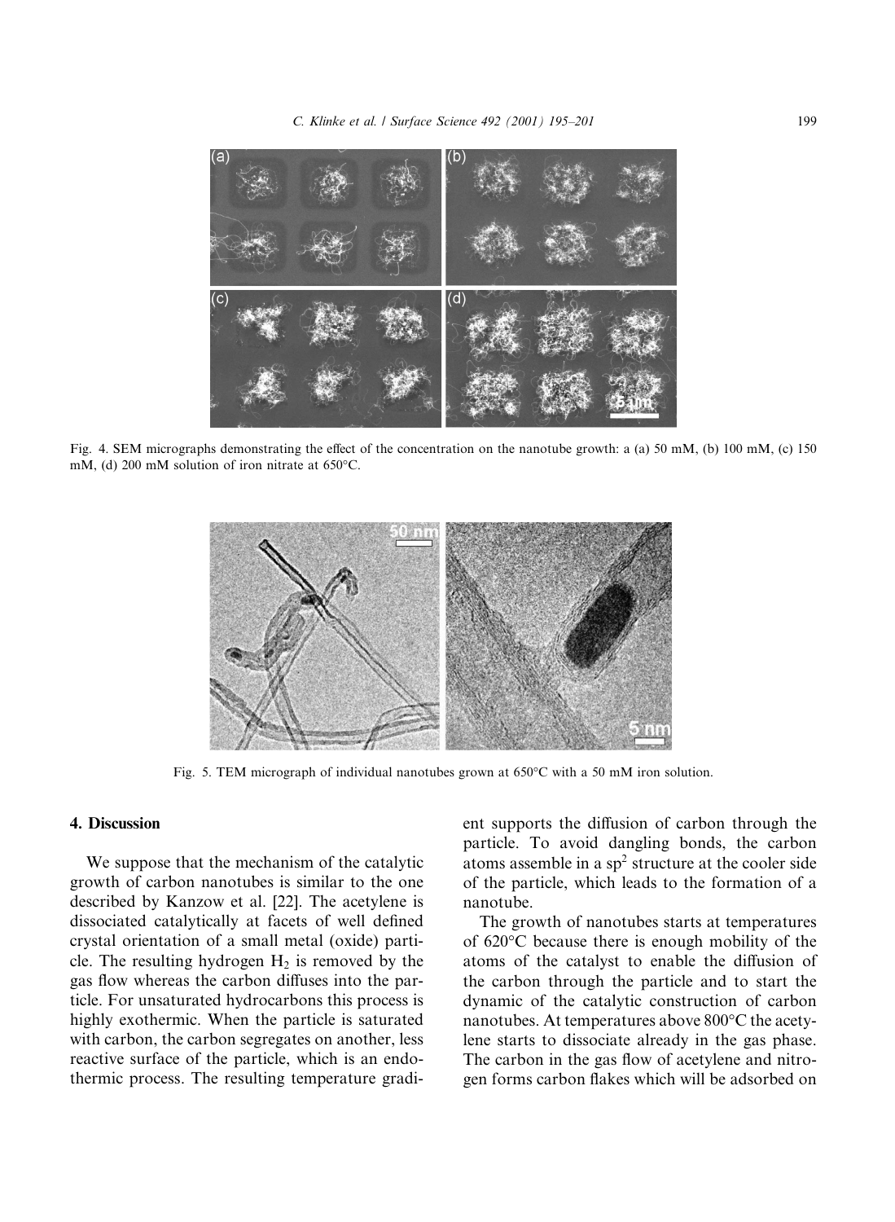Fig. 4. SEM micrographs demonstrating the effect of the concentration on the nanotube growth: a (a) 50 mM, (b) 100 mM, (c) 150 mM, (d) 200 mM solution of iron nitrate at 650°C.

Fig. 5. TEM micrograph of individual nanotubes grown at 650°C with a 50 mM iron solution.

## 4. Discussion

We suppose that the mechanism of the catalytic growth of carbon nanotubes is similar to the one described by Kanzow et al. [22]. The acetylene is dissociated catalytically at facets of well defined crystal orientation of a small metal (oxide) particle. The resulting hydrogen $H_2$ is removed by the gas flow whereas the carbon diffuses into the particle. For unsaturated hydrocarbons this process is highly exothermic. When the particle is saturated with carbon, the carbon segregates on another, less reactive surface of the particle, which is an endothermic process. The resulting temperature gradient supports the diffusion of carbon through the particle. To avoid dangling bonds, the carbon atoms assemble in a $sp^2$ structure at the cooler side of the particle, which leads to the formation of a nanotube.

The growth of nanotubes starts at temperatures of 620°C because there is enough mobility of the atoms of the catalyst to enable the diffusion of the carbon through the particle and to start the dynamic of the catalytic construction of carbon nanotubes. At temperatures above 800°C the acetylene starts to dissociate already in the gas phase. The carbon in the gas flow of acetylene and nitrogen forms carbon flakes which will be adsorbed on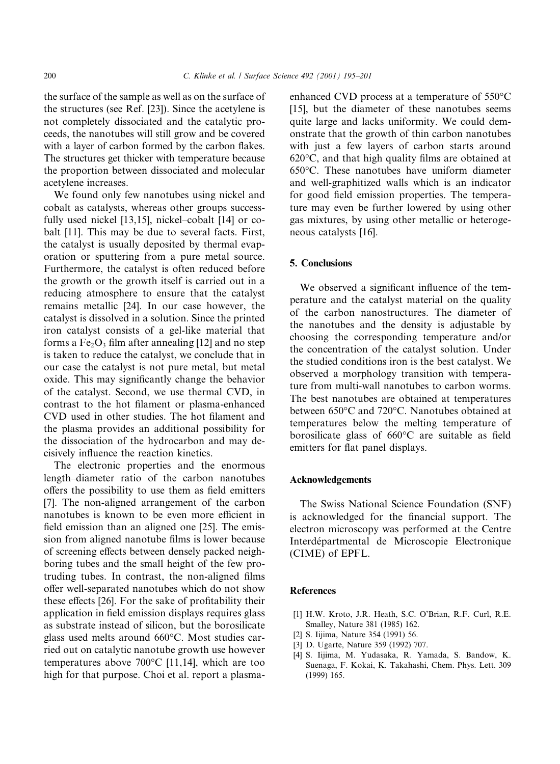the surface of the sample as well as on the surface of the structures (see Ref. [23]). Since the acetylene is not completely dissociated and the catalytic proceeds, the nanotubes will still grow and be covered with a layer of carbon formed by the carbon flakes. The structures get thicker with temperature because the proportion between dissociated and molecular acetylene increases.

We found only few nanotubes using nickel and cobalt as catalysts, whereas other groups successfully used nickel [13,15], nickel–cobalt [14] or cobalt [11]. This may be due to several facts. First, the catalyst is usually deposited by thermal evaporation or sputtering from a pure metal source. Furthermore, the catalyst is often reduced before the growth or the growth itself is carried out in a reducing atmosphere to ensure that the catalyst remains metallic [24]. In our case however, the catalyst is dissolved in a solution. Since the printed iron catalyst consists of a gel-like material that forms a $Fe_2O_3$ film after annealing [12] and no step is taken to reduce the catalyst, we conclude that in our case the catalyst is not pure metal, but metal oxide. This may significantly change the behavior of the catalyst. Second, we use thermal CVD, in contrast to the hot filament or plasma-enhanced CVD used in other studies. The hot filament and the plasma provides an additional possibility for the dissociation of the hydrocarbon and may decisively influence the reaction kinetics.

The electronic properties and the enormous length–diameter ratio of the carbon nanotubes offers the possibility to use them as field emitters [7]. The non-aligned arrangement of the carbon nanotubes is known to be even more efficient in field emission than an aligned one [25]. The emission from aligned nanotube films is lower because of screening effects between densely packed neighboring tubes and the small height of the few protruding tubes. In contrast, the non-aligned films offer well-separated nanotubes which do not show these effects [26]. For the sake of profitability their application in field emission displays requires glass as substrate instead of silicon, but the borosilicate glass used melts around 660°C. Most studies carried out on catalytic nanotube growth use however temperatures above 700°C [11,14], which are too high for that purpose. Choi et al. report a plasma-enhanced CVD process at a temperature of 550°C [15], but the diameter of these nanotubes seems quite large and lacks uniformity. We could demonstrate that the growth of thin carbon nanotubes with just a few layers of carbon starts around 620°C, and that high quality films are obtained at 650°C. These nanotubes have uniform diameter and well-graphitized walls which is an indicator for good field emission properties. The temperature may even be further lowered by using other gas mixtures, by using other metallic or heterogeneous catalysts [16].

## 5. Conclusions

We observed a significant influence of the temperature and the catalyst material on the quality of the carbon nanostructures. The diameter of the nanotubes and the density is adjustable by choosing the corresponding temperature and/or the concentration of the catalyst solution. Under the studied conditions iron is the best catalyst. We observed a morphology transition with temperature from multi-wall nanotubes to carbon worms. The best nanotubes are obtained at temperatures between 650°C and 720°C. Nanotubes obtained at temperatures below the melting temperature of borosilicate glass of 660°C are suitable as field emitters for flat panel displays.

## Acknowledgements

The Swiss National Science Foundation (SNF) is acknowledged for the financial support. The electron microscopy was performed at the Centre Interdépartmental de Microscopie Electronique (CIME) of EPFL.

## References

[1] H.W. Kroto, J.R. Heath, S.C. O'Brian, R.F. Curl, R.E. Smalley, Nature 381 (1985) 162.
[2] S. Iijima, Nature 354 (1991) 56.
[3] D. Ugarte, Nature 359 (1992) 707.
[4] S. Iijima, M. Yudasaka, R. Yamada, S. Bandow, K. Suenaga, F. Kokai, K. Takahashi, Chem. Phys. Lett. 309 (1999) 165.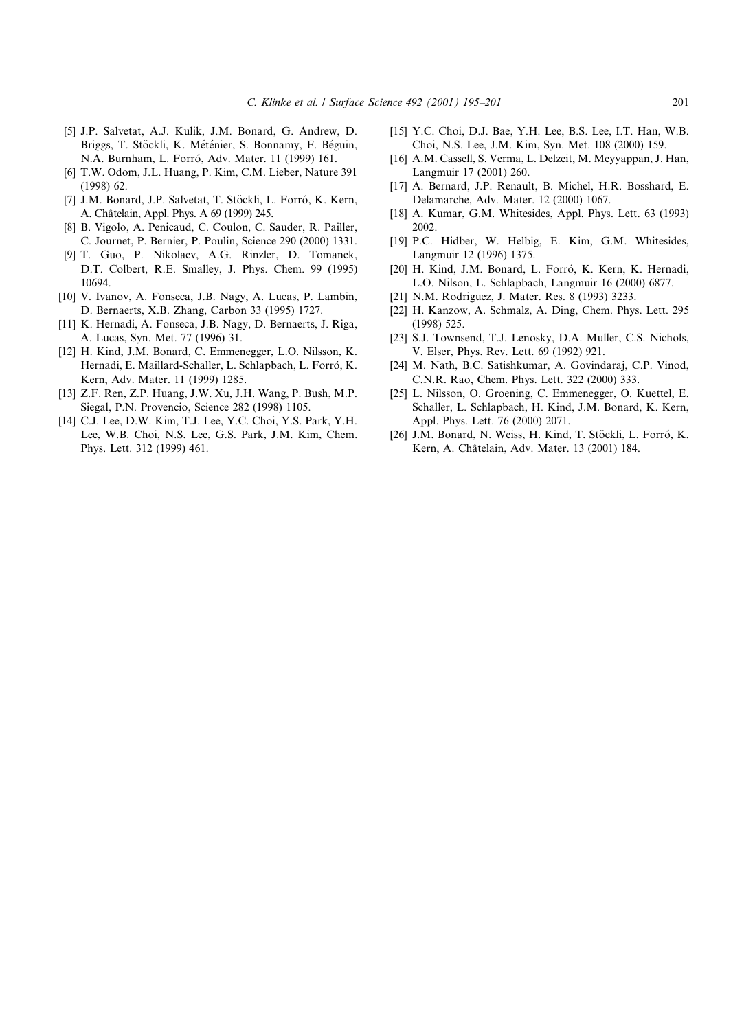[5] J.P. Salvetat, A.J. Kulik, J.M. Bonard, G. Andrew, D. Briggs, T. Stöckli, K. Méténier, S. Bonnamy, F. Béguin, N.A. Burnham, L. Forró, Adv. Mater. 11 (1999) 161.

[6] T.W. Odom, J.L. Huang, P. Kim, C.M. Lieber, Nature 391 (1998) 62.

[7] J.M. Bonard, J.P. Salvetat, T. Stöckli, L. Forró, K. Kern, A. Châtelain, Appl. Phys. A 69 (1999) 245.

[8] B. Vigolo, A. Penicaud, C. Coulon, C. Sauder, R. Pailler, C. Journet, P. Bernier, P. Poulin, Science 290 (2000) 1331.

[9] T. Guo, P. Nikolaev, A.G. Rinzler, D. Tomanek, D.T. Colbert, R.E. Smalley, J. Phys. Chem. 99 (1995) 10694.

[10] V. Ivanov, A. Fonseca, J.B. Nagy, A. Lucas, P. Lambin, D. Bernaerts, X.B. Zhang, Carbon 33 (1995) 1727.

[11] K. Hernadi, A. Fonseca, J.B. Nagy, D. Bernaerts, J. Riga, A. Lucas, Syn. Met. 77 (1996) 31.

[12] H. Kind, J.M. Bonard, C. Emmenegger, L.O. Nilsson, K. Hernadi, E. Maillard-Schaller, L. Schlapbach, L. Forró, K. Kern, Adv. Mater. 11 (1999) 1285.

[13] Z.F. Ren, Z.P. Huang, J.W. Xu, J.H. Wang, P. Bush, M.P. Siegal, P.N. Provencio, Science 282 (1998) 1105.

[14] C.J. Lee, D.W. Kim, T.J. Lee, Y.C. Choi, Y.S. Park, Y.H. Lee, W.B. Choi, N.S. Lee, G.S. Park, J.M. Kim, Chem. Phys. Lett. 312 (1999) 461.

[15] Y.C. Choi, D.J. Bae, Y.H. Lee, B.S. Lee, I.T. Han, W.B. Choi, N.S. Lee, J.M. Kim, Syn. Met. 108 (2000) 159.

[16] A.M. Cassell, S. Verma, L. Delzeit, M. Meyyappan, J. Han, Langmuir 17 (2001) 260.

[17] A. Bernard, J.P. Renault, B. Michel, H.R. Bosshard, E. Delamarche, Adv. Mater. 12 (2000) 1067.

[18] A. Kumar, G.M. Whitesides, Appl. Phys. Lett. 63 (1993) 2002.

[19] P.C. Hidber, W. Helbig, E. Kim, G.M. Whitesides, Langmuir 12 (1996) 1375.

[20] H. Kind, J.M. Bonard, L. Forró, K. Kern, K. Hernadi, L.O. Nilson, L. Schlapbach, Langmuir 16 (2000) 6877.

[21] N.M. Rodriguez, J. Mater. Res. 8 (1993) 3233.

[22] H. Kanzow, A. Schmalz, A. Ding, Chem. Phys. Lett. 295 (1998) 525.

[23] S.J. Townsend, T.J. Lenosky, D.A. Muller, C.S. Nichols, V. Elser, Phys. Rev. Lett. 69 (1992) 921.

[24] M. Nath, B.C. Satishkumar, A. Govindaraj, C.P. Vinod, C.N.R. Rao, Chem. Phys. Lett. 322 (2000) 333.

[25] L. Nilsson, O. Groening, C. Emmenegger, O. Kuettel, E. Schaller, L. Schlapbach, H. Kind, J.M. Bonard, K. Kern, Appl. Phys. Lett. 76 (2000) 2071.

[26] J.M. Bonard, N. Weiss, H. Kind, T. Stöckli, L. Forró, K. Kern, A. Châtelain, Adv. Mater. 13 (2001) 184.